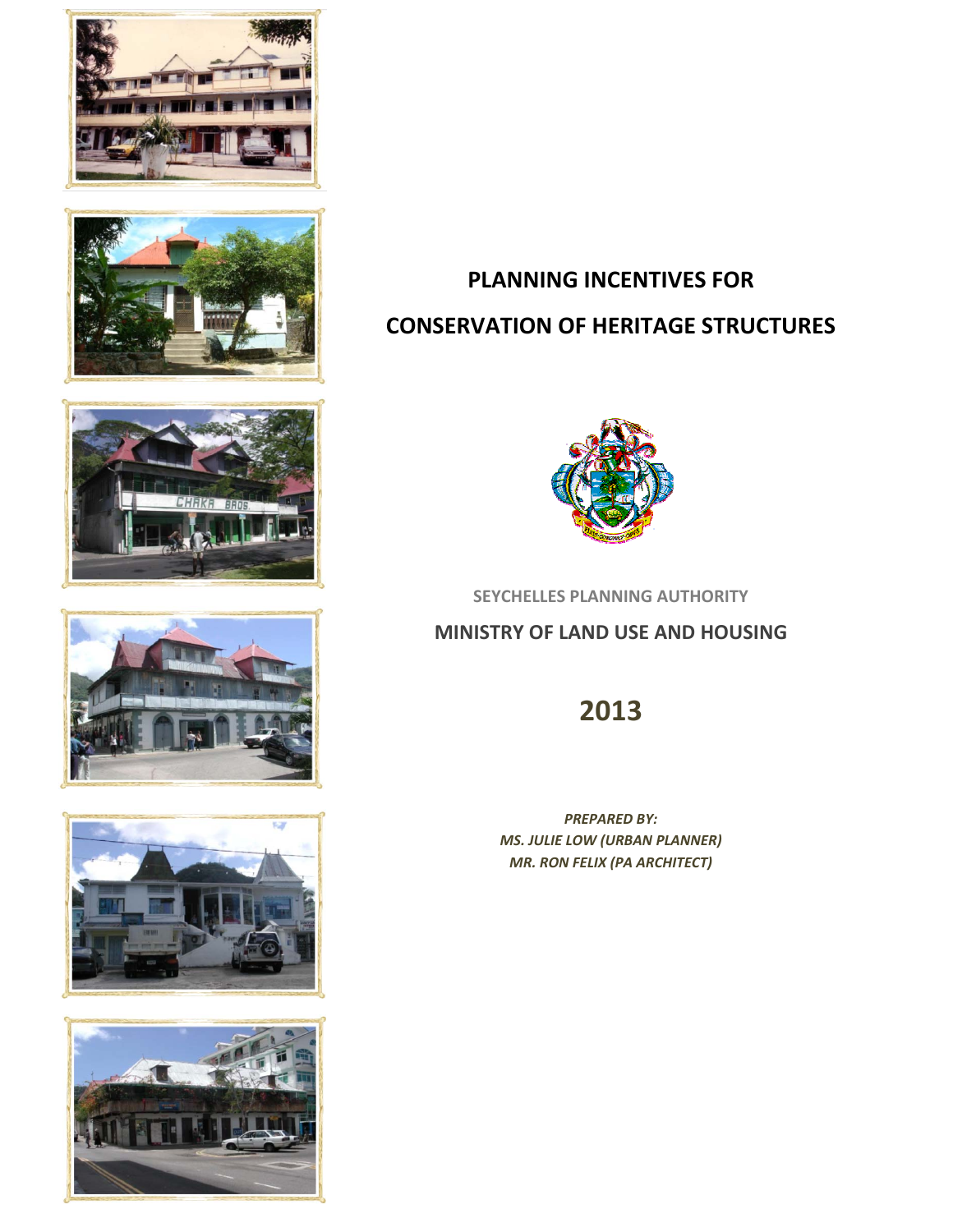# PLANNING INCENTIVES FOR CONSERVATION OF HERITAGE STRUCTURES

SEYCHELLES PLANNING AUTHORITY

MINISTRY OF LAND USE AND HOUSING

## 2013

***PREPARED BY:***
***MS. JULIE LOW (URBAN PLANNER)***
***MR. RON FELIX (PA ARCHITECT)***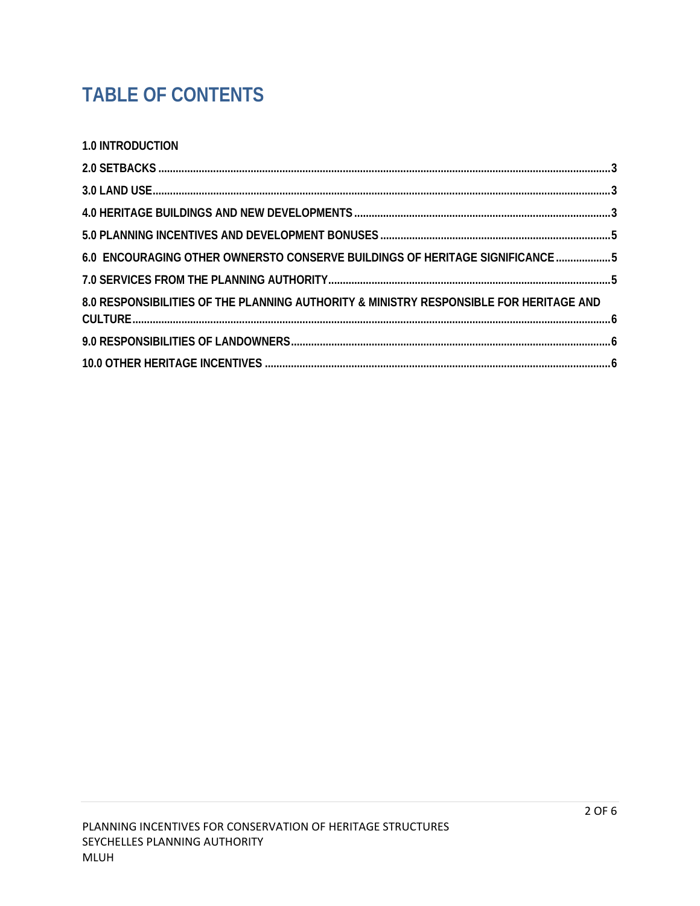# TABLE OF CONTENTS

**1.0 INTRODUCTION**

**2.0 SETBACKS** ........................................................................................................ 3

**3.0 LAND USE** .......................................................................................................... 3

**4.0 HERITAGE BUILDINGS AND NEW DEVELOPMENTS** ................................................... 3

**5.0 PLANNING INCENTIVES AND DEVELOPMENT BONUSES** .............................................. 5

**6.0 ENCOURAGING OTHER OWNERSTO CONSERVE BUILDINGS OF HERITAGE SIGNIFICANCE** ................... 5

**7.0 SERVICES FROM THE PLANNING AUTHORITY** .............................................................. 5

**8.0 RESPONSIBILITIES OF THE PLANNING AUTHORITY & MINISTRY RESPONSIBLE FOR HERITAGE AND CULTURE** ........................................................................................................ 6

**9.0 RESPONSIBILITIES OF LANDOWNERS** ........................................................................ 6

**10.0 OTHER HERITAGE INCENTIVES** ................................................................................ 6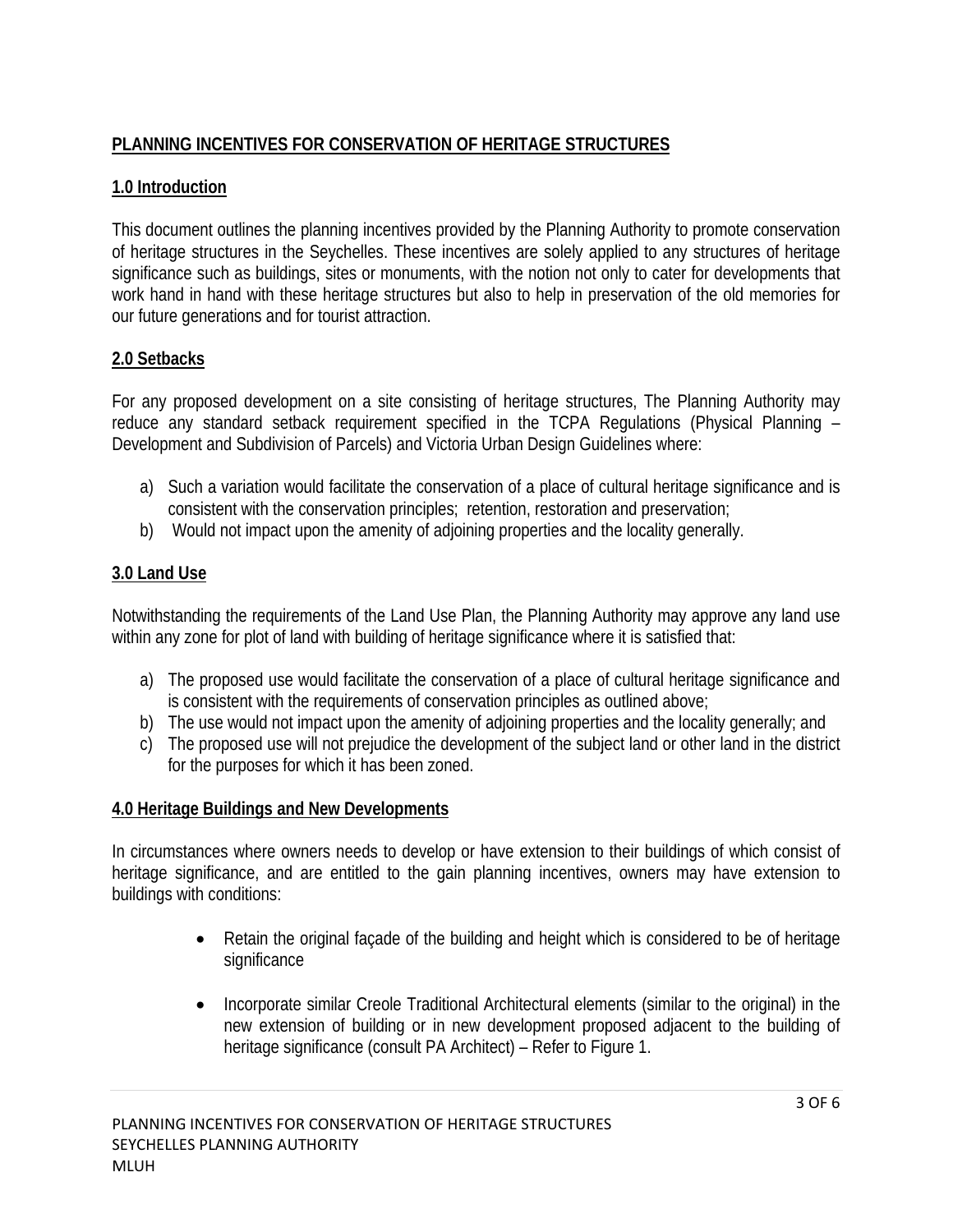# PLANNING INCENTIVES FOR CONSERVATION OF HERITAGE STRUCTURES

## 1.0 Introduction

This document outlines the planning incentives provided by the Planning Authority to promote conservation of heritage structures in the Seychelles. These incentives are solely applied to any structures of heritage significance such as buildings, sites or monuments, with the notion not only to cater for developments that work hand in hand with these heritage structures but also to help in preservation of the old memories for our future generations and for tourist attraction.

## 2.0 Setbacks

For any proposed development on a site consisting of heritage structures, The Planning Authority may reduce any standard setback requirement specified in the TCPA Regulations (Physical Planning – Development and Subdivision of Parcels) and Victoria Urban Design Guidelines where:

a) Such a variation would facilitate the conservation of a place of cultural heritage significance and is consistent with the conservation principles; retention, restoration and preservation;
b) Would not impact upon the amenity of adjoining properties and the locality generally.

## 3.0 Land Use

Notwithstanding the requirements of the Land Use Plan, the Planning Authority may approve any land use within any zone for plot of land with building of heritage significance where it is satisfied that:

a) The proposed use would facilitate the conservation of a place of cultural heritage significance and is consistent with the requirements of conservation principles as outlined above;
b) The use would not impact upon the amenity of adjoining properties and the locality generally; and
c) The proposed use will not prejudice the development of the subject land or other land in the district for the purposes for which it has been zoned.

## 4.0 Heritage Buildings and New Developments

In circumstances where owners needs to develop or have extension to their buildings of which consist of heritage significance, and are entitled to the gain planning incentives, owners may have extension to buildings with conditions:

- Retain the original façade of the building and height which is considered to be of heritage significance

- Incorporate similar Creole Traditional Architectural elements (similar to the original) in the new extension of building or in new development proposed adjacent to the building of heritage significance (consult PA Architect) – Refer to Figure 1.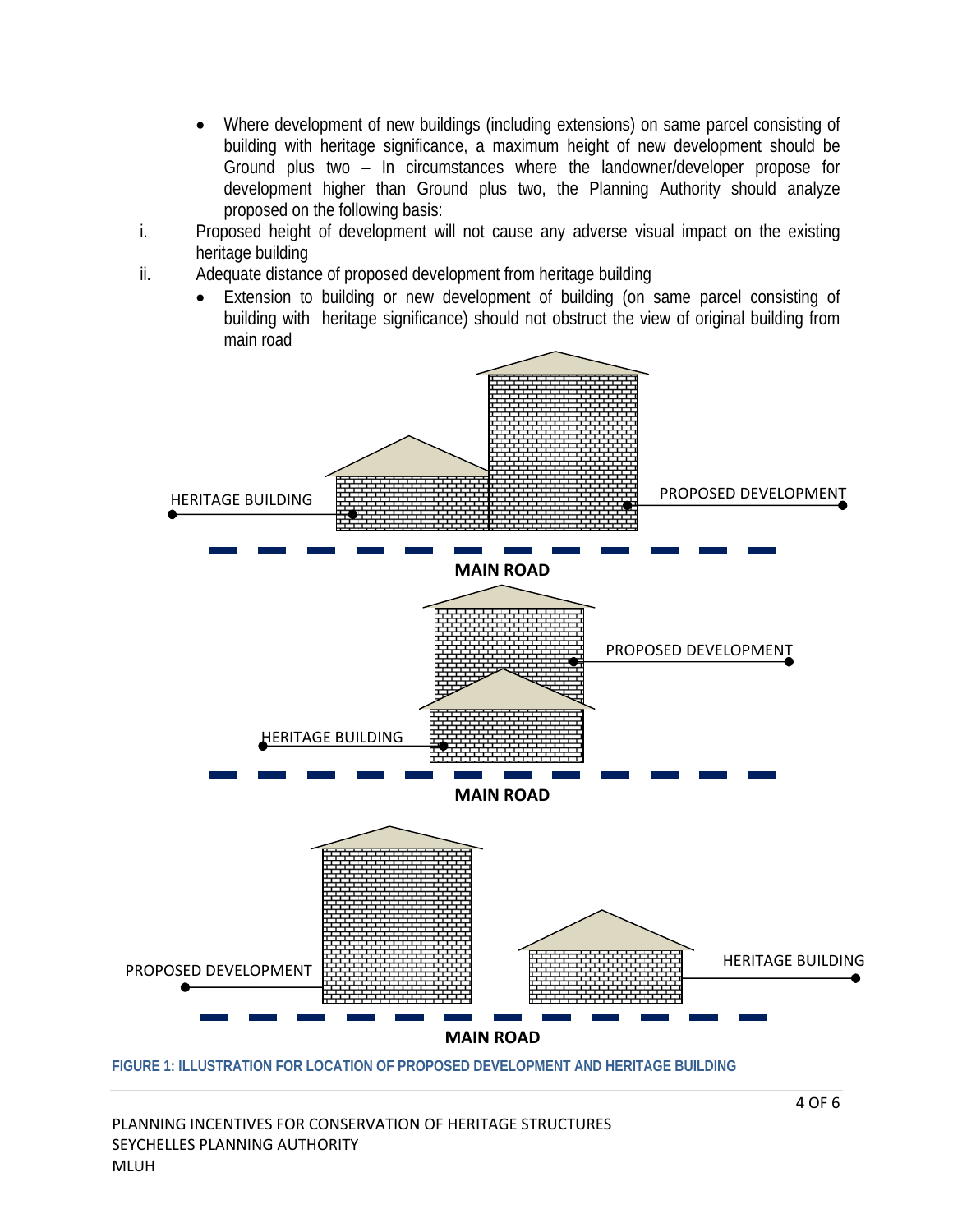- Where development of new buildings (including extensions) on same parcel consisting of building with heritage significance, a maximum height of new development should be Ground plus two – In circumstances where the landowner/developer propose for development higher than Ground plus two, the Planning Authority should analyze proposed on the following basis:

i. Proposed height of development will not cause any adverse visual impact on the existing heritage building

ii. Adequate distance of proposed development from heritage building

- Extension to building or new development of building (on same parcel consisting of building with heritage significance) should not obstruct the view of original building from main road

**FIGURE 1: ILLUSTRATION FOR LOCATION OF PROPOSED DEVELOPMENT AND HERITAGE BUILDING**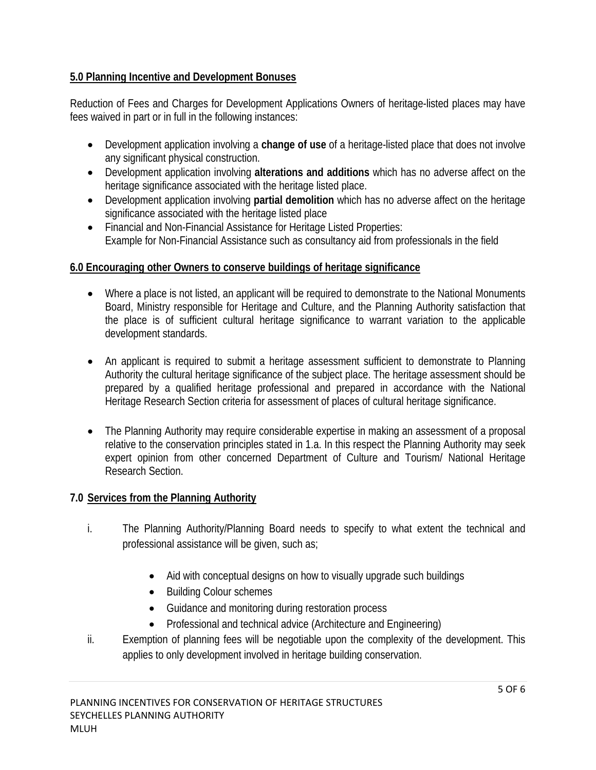## 5.0 Planning Incentive and Development Bonuses

Reduction of Fees and Charges for Development Applications Owners of heritage-listed places may have fees waived in part or in full in the following instances:

- Development application involving a **change of use** of a heritage-listed place that does not involve any significant physical construction.
- Development application involving **alterations and additions** which has no adverse affect on the heritage significance associated with the heritage listed place.
- Development application involving **partial demolition** which has no adverse affect on the heritage significance associated with the heritage listed place
- Financial and Non-Financial Assistance for Heritage Listed Properties:
  Example for Non-Financial Assistance such as consultancy aid from professionals in the field

## 6.0 Encouraging other Owners to conserve buildings of heritage significance

- Where a place is not listed, an applicant will be required to demonstrate to the National Monuments Board, Ministry responsible for Heritage and Culture, and the Planning Authority satisfaction that the place is of sufficient cultural heritage significance to warrant variation to the applicable development standards.

- An applicant is required to submit a heritage assessment sufficient to demonstrate to Planning Authority the cultural heritage significance of the subject place. The heritage assessment should be prepared by a qualified heritage professional and prepared in accordance with the National Heritage Research Section criteria for assessment of places of cultural heritage significance.

- The Planning Authority may require considerable expertise in making an assessment of a proposal relative to the conservation principles stated in 1.a. In this respect the Planning Authority may seek expert opinion from other concerned Department of Culture and Tourism/ National Heritage Research Section.

## 7.0 Services from the Planning Authority

i. The Planning Authority/Planning Board needs to specify to what extent the technical and professional assistance will be given, such as;

   - Aid with conceptual designs on how to visually upgrade such buildings
   - Building Colour schemes
   - Guidance and monitoring during restoration process
   - Professional and technical advice (Architecture and Engineering)

ii. Exemption of planning fees will be negotiable upon the complexity of the development. This applies to only development involved in heritage building conservation.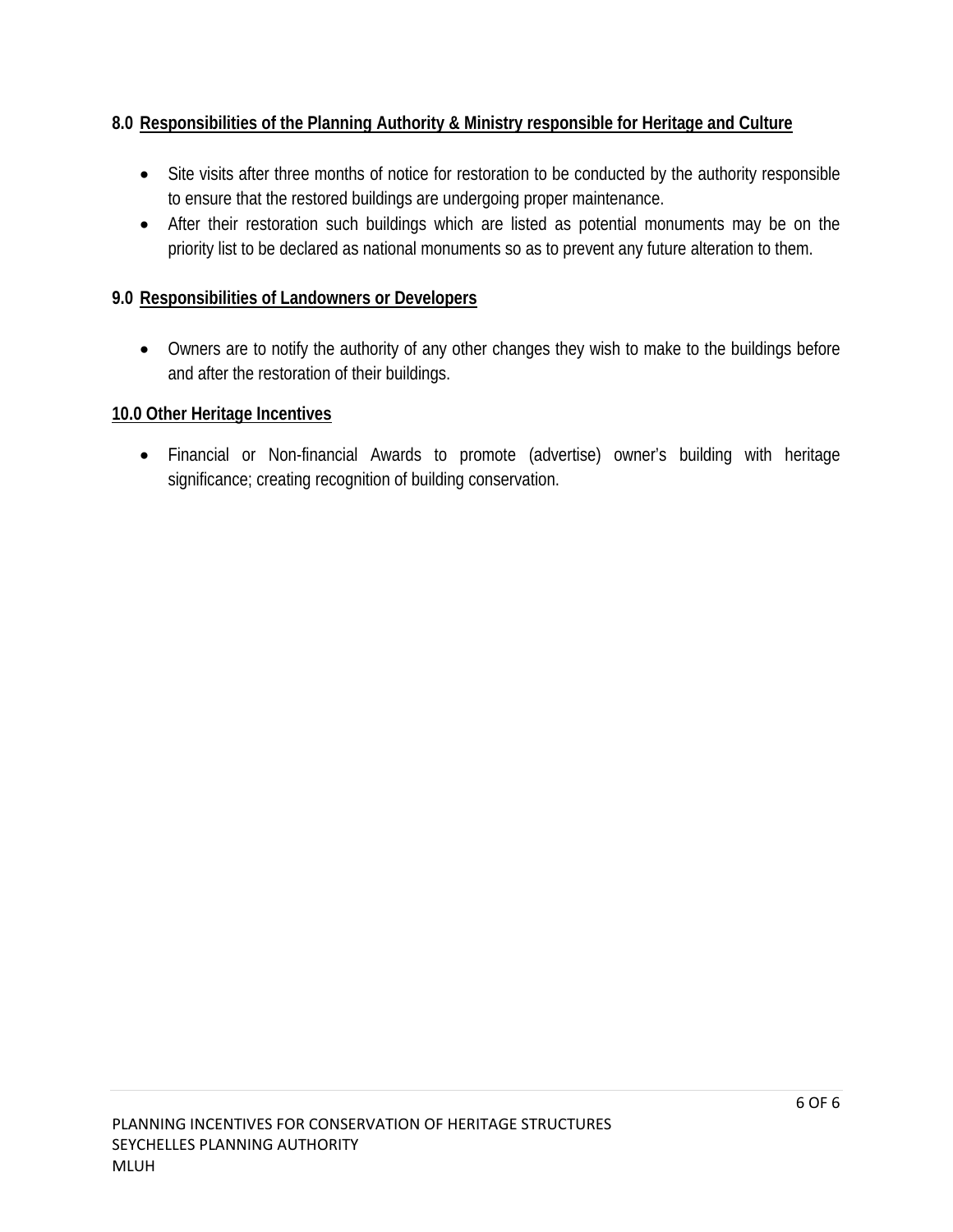## 8.0 Responsibilities of the Planning Authority & Ministry responsible for Heritage and Culture

- Site visits after three months of notice for restoration to be conducted by the authority responsible to ensure that the restored buildings are undergoing proper maintenance.
- After their restoration such buildings which are listed as potential monuments may be on the priority list to be declared as national monuments so as to prevent any future alteration to them.

## 9.0 Responsibilities of Landowners or Developers

- Owners are to notify the authority of any other changes they wish to make to the buildings before and after the restoration of their buildings.

## 10.0 Other Heritage Incentives

- Financial or Non-financial Awards to promote (advertise) owner's building with heritage significance; creating recognition of building conservation.